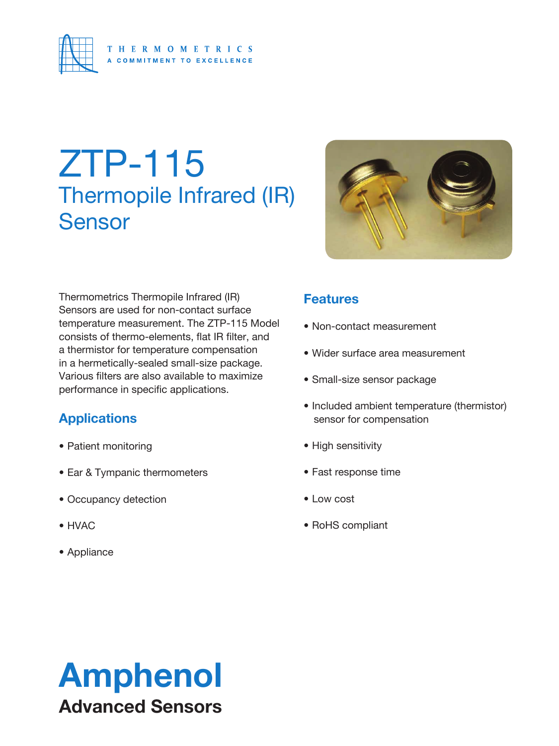THERMOMETRICS
A COMMITMENT TO EXCELLENCE

# ZTP-115

## Thermopile Infrared (IR) Sensor

Thermometrics Thermopile Infrared (IR) Sensors are used for non-contact surface temperature measurement. The ZTP-115 Model consists of thermo-elements, flat IR filter, and a thermistor for temperature compensation in a hermetically-sealed small-size package. Various filters are also available to maximize performance in specific applications.

### Applications

- Patient monitoring
- Ear & Tympanic thermometers
- Occupancy detection
- HVAC
- Appliance

### Features

- Non-contact measurement
- Wider surface area measurement
- Small-size sensor package
- Included ambient temperature (thermistor) sensor for compensation
- High sensitivity
- Fast response time
- Low cost
- RoHS compliant

**Amphenol**
**Advanced Sensors**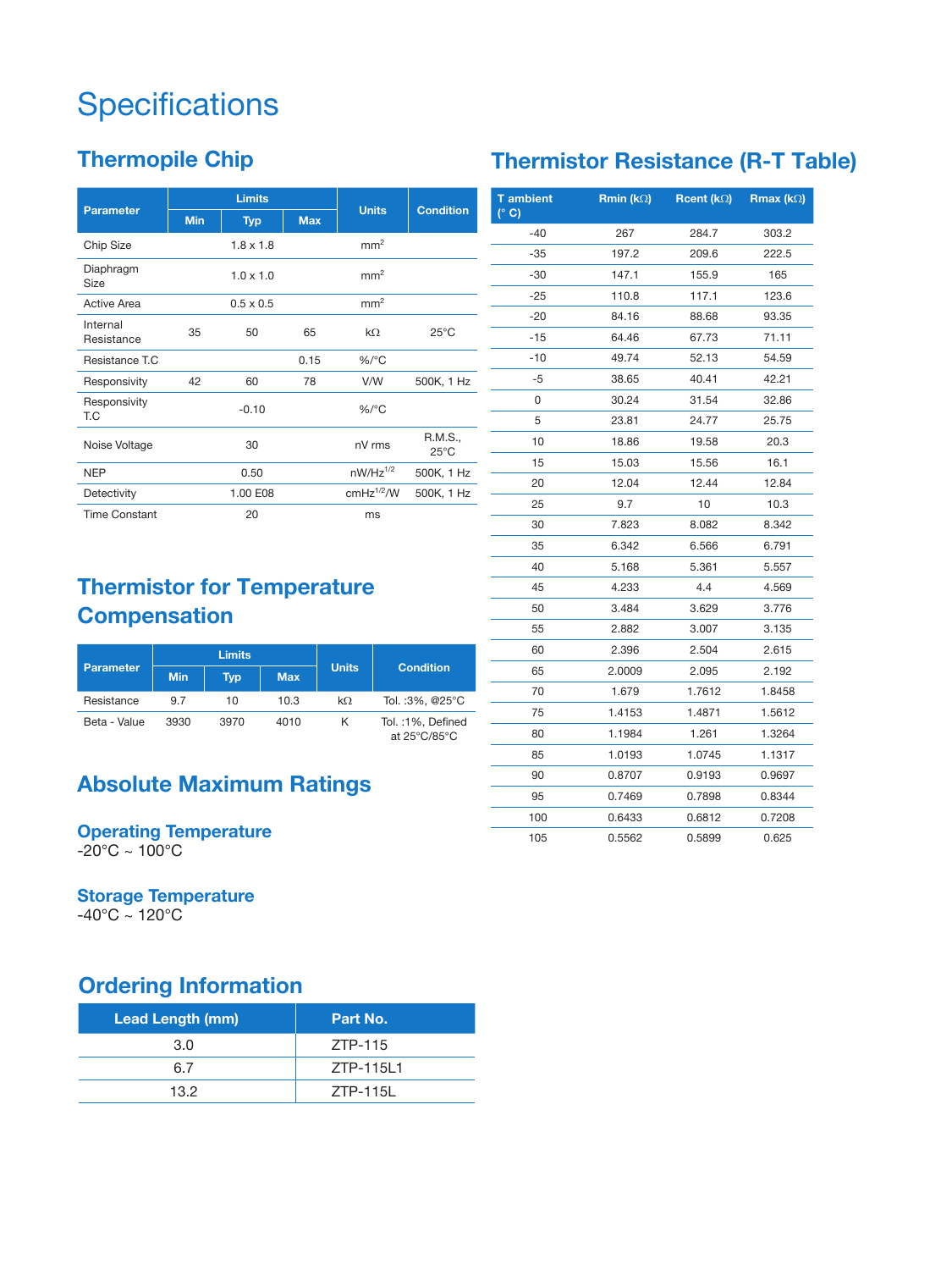# Specifications

## Thermopile Chip

| Parameter | Limits | | | Units | Condition |
|---|---|---|---|---|---|
| | Min | Typ | Max | | |
| Chip Size | | 1.8 x 1.8 | | $mm^2$ | |
| Diaphragm Size | | 1.0 x 1.0 | | $mm^2$ | |
| Active Area | | 0.5 x 0.5 | | $mm^2$ | |
| Internal Resistance | 35 | 50 | 65 | kΩ | 25°C |
| Resistance T.C | | | 0.15 | %/°C | |
| Responsivity | 42 | 60 | 78 | V/W | 500K, 1 Hz |
| Responsivity T.C | | -0.10 | | %/°C | |
| Noise Voltage | | 30 | | nV rms | R.M.S., 25°C |
| NEP | | 0.50 | | $nW/Hz^{1/2}$ | 500K, 1 Hz |
| Detectivity | | 1.00 E08 | | $cmHz^{1/2}/W$ | 500K, 1 Hz |
| Time Constant | | 20 | | ms | |

## Thermistor Resistance (R-T Table)

| T ambient (° C) | Rmin (kΩ) | Rcent (kΩ) | Rmax (kΩ) |
|---|---|---|---|
| -40 | 267 | 284.7 | 303.2 |
| -35 | 197.2 | 209.6 | 222.5 |
| -30 | 147.1 | 155.9 | 165 |
| -25 | 110.8 | 117.1 | 123.6 |
| -20 | 84.16 | 88.68 | 93.35 |
| -15 | 64.46 | 67.73 | 71.11 |
| -10 | 49.74 | 52.13 | 54.59 |
| -5 | 38.65 | 40.41 | 42.21 |
| 0 | 30.24 | 31.54 | 32.86 |
| 5 | 23.81 | 24.77 | 25.75 |
| 10 | 18.86 | 19.58 | 20.3 |
| 15 | 15.03 | 15.56 | 16.1 |
| 20 | 12.04 | 12.44 | 12.84 |
| 25 | 9.7 | 10 | 10.3 |
| 30 | 7.823 | 8.082 | 8.342 |
| 35 | 6.342 | 6.566 | 6.791 |
| 40 | 5.168 | 5.361 | 5.557 |
| 45 | 4.233 | 4.4 | 4.569 |
| 50 | 3.484 | 3.629 | 3.776 |
| 55 | 2.882 | 3.007 | 3.135 |
| 60 | 2.396 | 2.504 | 2.615 |
| 65 | 2.0009 | 2.095 | 2.192 |
| 70 | 1.679 | 1.7612 | 1.8458 |
| 75 | 1.4153 | 1.4871 | 1.5612 |
| 80 | 1.1984 | 1.261 | 1.3264 |
| 85 | 1.0193 | 1.0745 | 1.1317 |
| 90 | 0.8707 | 0.9193 | 0.9697 |
| 95 | 0.7469 | 0.7898 | 0.8344 |
| 100 | 0.6433 | 0.6812 | 0.7208 |
| 105 | 0.5562 | 0.5899 | 0.625 |

## Thermistor for Temperature Compensation

| Parameter | Limits | | | Units | Condition |
|---|---|---|---|---|---|
| | Min | Typ | Max | | |
| Resistance | 9.7 | 10 | 10.3 | kΩ | Tol. :3%, @25°C |
| Beta - Value | 3930 | 3970 | 4010 | K | Tol. :1%, Defined at 25°C/85°C |

## Absolute Maximum Ratings

### Operating Temperature

-20°C ~ 100°C

### Storage Temperature

-40°C ~ 120°C

## Ordering Information

| Lead Length (mm) | Part No. |
|---|---|
| 3.0 | ZTP-115 |
| 6.7 | ZTP-115L1 |
| 13.2 | ZTP-115L |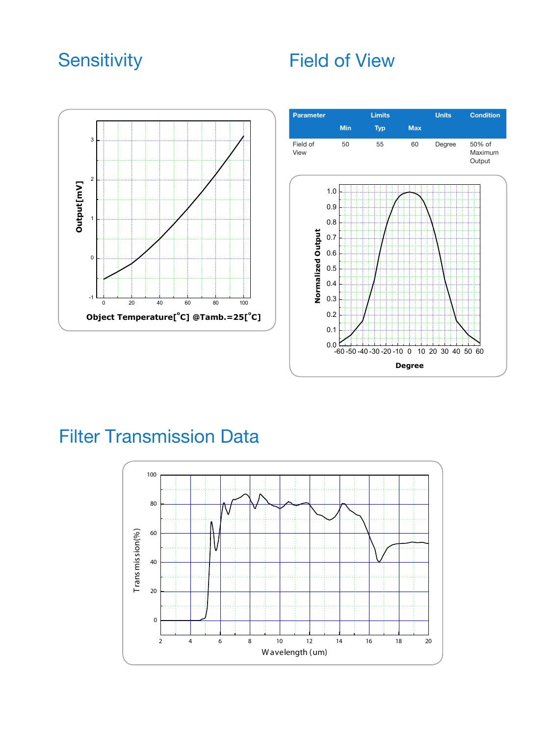## Sensitivity

Output [mV]

3
2
1
0
-1

0 20 40 60 80 100

Object Temperature[°C] @Tamb.=25[°C]

## Field of View

| Parameter | Limits | | | Units | Condition |
|---|---|---|---|---|---|
| | Min | Typ | Max | | |
| Field of View | 50 | 55 | 60 | Degree | 50% of Maximum Output |

Normalized Output

1.0
0.9
0.8
0.7
0.6
0.5
0.4
0.3
0.2
0.1
0.0

-60 -50 -40 -30 -20 -10 0 10 20 30 40 50 60

Degree

## Filter Transmission Data

Transmission(%)

100
80
60
40
20
0

2 4 6 8 10 12 14 16 18 20

Wavelength (um)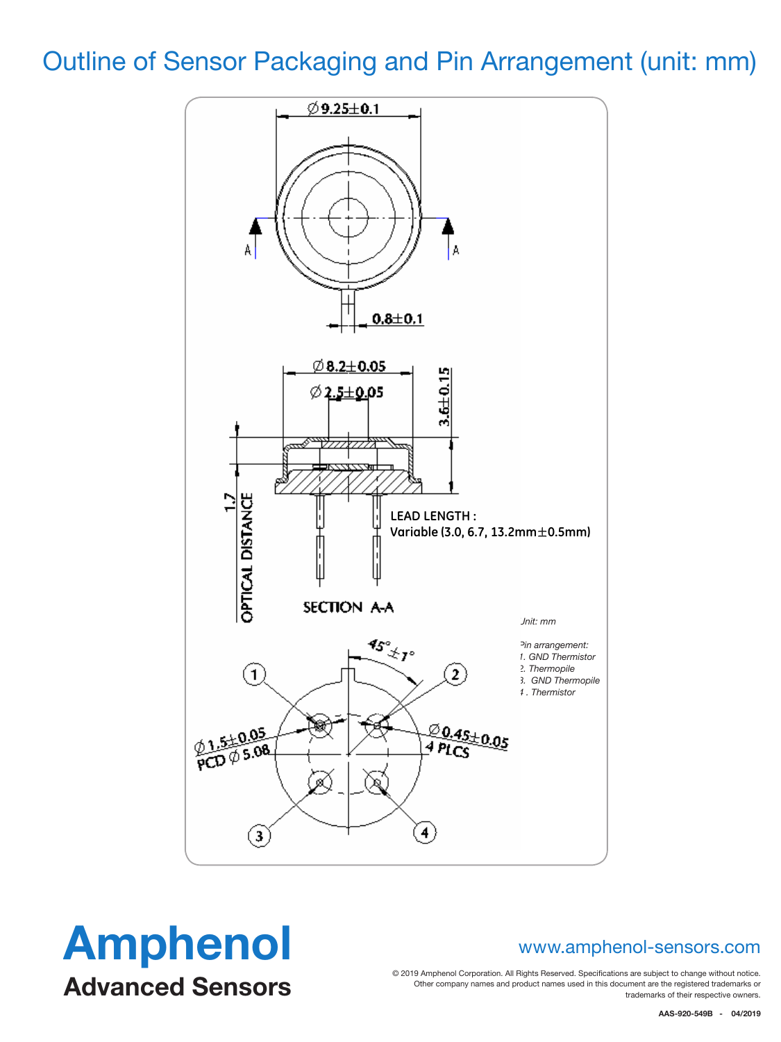# Outline of Sensor Packaging and Pin Arrangement (unit: mm)

∅9.25±0.1

A

A

0.8±0.1

∅8.2±0.05

∅2.5±0.05

3.6±0.15

1.7

OPTICAL DISTANCE

LEAD LENGTH :
Variable (3.0, 6.7, 13.2mm±0.5mm)

SECTION A-A

Unit: mm

Pin arrangement:
1. GND Thermistor
2. Thermopile
3. GND Thermopile
4. Thermistor

45°±1°

∅1.5±0.05
PCD ∅ 5.08

∅0.45±0.05
4 PLCS

1 2 3 4

**Amphenol**
**Advanced Sensors**

www.amphenol-sensors.com

© 2019 Amphenol Corporation. All Rights Reserved. Specifications are subject to change without notice. Other company names and product names used in this document are the registered trademarks or trademarks of their respective owners.

AAS-920-549B - 04/2019